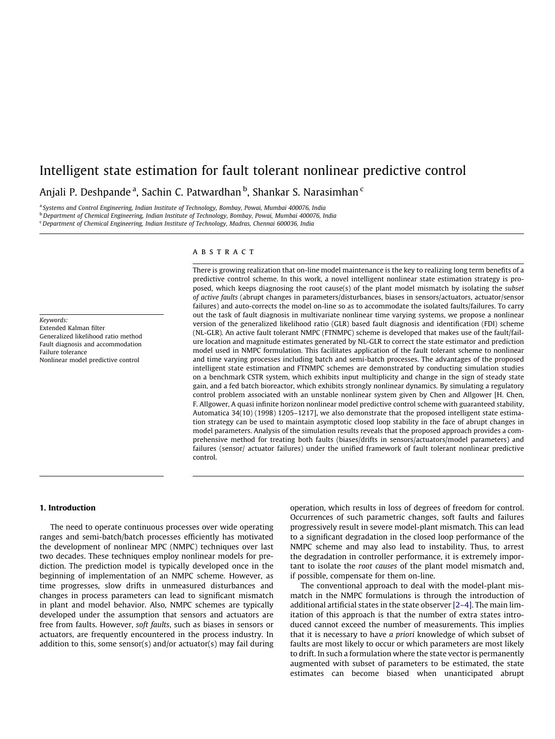// Intelligent state estimation for fault tolerant nonlinear predictive control

Anjali P. Deshpande [a], Sachin C. Patwardhan [b], Shankar S. Narasimhan [c]

[a] Systems and Control Engineering, Indian Institute of Technology, Bombay, Powai, Mumbai 400076, India
[b] Department of Chemical Engineering, Indian Institute of Technology, Bombay, Powai, Mumbai 400076, India
[c] Department of Chemical Engineering, Indian Institute of Technology, Madras, Chennai 600036, India

*Keywords:*
Extended Kalman filter
Generalized likelihood ratio method
Fault diagnosis and accommodation
Failure tolerance
Nonlinear model predictive control

## ABSTRACT

There is growing realization that on-line model maintenance is the key to realizing long term benefits of a predictive control scheme. In this work, a novel intelligent nonlinear state estimation strategy is proposed, which keeps diagnosing the root cause(s) of the plant model mismatch by isolating the *subset of active faults* (abrupt changes in parameters/disturbances, biases in sensors/actuators, actuator/sensor failures) and auto-corrects the model on-line so as to accommodate the isolated faults/failures. To carry out the task of fault diagnosis in multivariate nonlinear time varying systems, we propose a nonlinear version of the generalized likelihood ratio (GLR) based fault diagnosis and identification (FDI) scheme (NL-GLR). An active fault tolerant NMPC (FTNMPC) scheme is developed that makes use of the fault/failure location and magnitude estimates generated by NL-GLR to correct the state estimator and prediction model used in NMPC formulation. This facilitates application of the fault tolerant scheme to nonlinear and time varying processes including batch and semi-batch processes. The advantages of the proposed intelligent state estimation and FTNMPC schemes are demonstrated by conducting simulation studies on a benchmark CSTR system, which exhibits input multiplicity and change in the sign of steady state gain, and a fed batch bioreactor, which exhibits strongly nonlinear dynamics. By simulating a regulatory control problem associated with an unstable nonlinear system given by Chen and Allgower [H. Chen, F. Allgower, A quasi infinite horizon nonlinear model predictive control scheme with guaranteed stability, Automatica 34(10) (1998) 1205–1217], we also demonstrate that the proposed intelligent state estimation strategy can be used to maintain asymptotic closed loop stability in the face of abrupt changes in model parameters. Analysis of the simulation results reveals that the proposed approach provides a comprehensive method for treating both faults (biases/drifts in sensors/actuators/model parameters) and failures (sensor/ actuator failures) under the unified framework of fault tolerant nonlinear predictive control.

## 1. Introduction

The need to operate continuous processes over wide operating ranges and semi-batch/batch processes efficiently has motivated the development of nonlinear MPC (NMPC) techniques over last two decades. These techniques employ nonlinear models for prediction. The prediction model is typically developed once in the beginning of implementation of an NMPC scheme. However, as time progresses, slow drifts in unmeasured disturbances and changes in process parameters can lead to significant mismatch in plant and model behavior. Also, NMPC schemes are typically developed under the assumption that sensors and actuators are free from faults. However, *soft faults*, such as biases in sensors or actuators, are frequently encountered in the process industry. In addition to this, some sensor(s) and/or actuator(s) may fail during operation, which results in loss of degrees of freedom for control. Occurrences of such parametric changes, soft faults and failures progressively result in severe model-plant mismatch. This can lead to a significant degradation in the closed loop performance of the NMPC scheme and may also lead to instability. Thus, to arrest the degradation in controller performance, it is extremely important to isolate the *root causes* of the plant model mismatch and, if possible, compensate for them on-line.

The conventional approach to deal with the model-plant mismatch in the NMPC formulations is through the introduction of additional artificial states in the state observer [2–4]. The main limitation of this approach is that the number of extra states introduced cannot exceed the number of measurements. This implies that it is necessary to have *a priori* knowledge of which subset of faults are most likely to occur or which parameters are most likely to drift. In such a formulation where the state vector is permanently augmented with subset of parameters to be estimated, the state estimates can become biased when unanticipated abrupt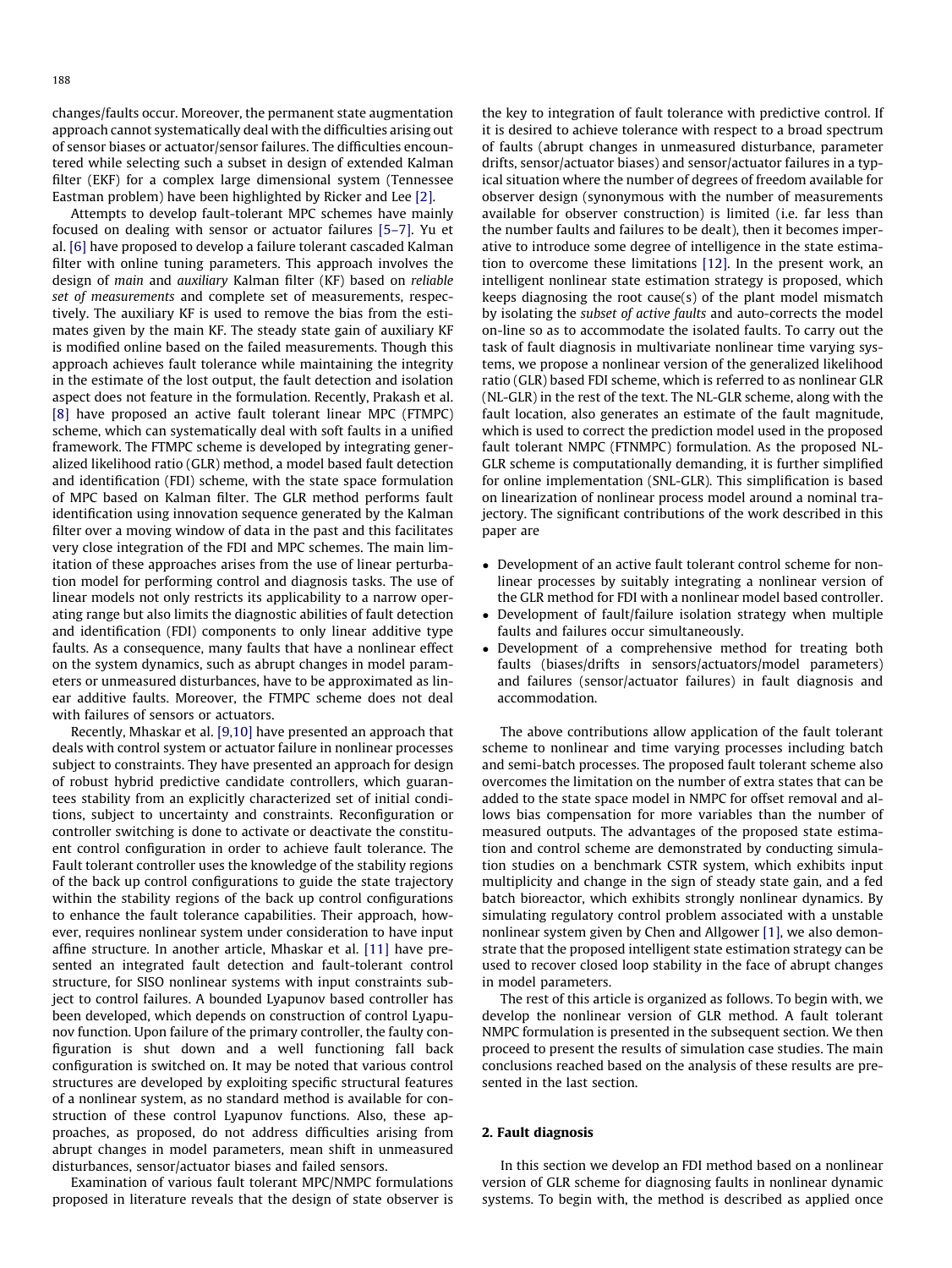changes/faults occur. Moreover, the permanent state augmentation approach cannot systematically deal with the difficulties arising out of sensor biases or actuator/sensor failures. The difficulties encountered while selecting such a subset in design of extended Kalman filter (EKF) for a complex large dimensional system (Tennessee Eastman problem) have been highlighted by Ricker and Lee [2].

Attempts to develop fault-tolerant MPC schemes have mainly focused on dealing with sensor or actuator failures [5–7]. Yu et al. [6] have proposed to develop a failure tolerant cascaded Kalman filter with online tuning parameters. This approach involves the design of *main* and *auxiliary* Kalman filter (KF) based on *reliable set of measurements* and complete set of measurements, respectively. The auxiliary KF is used to remove the bias from the estimates given by the main KF. The steady state gain of auxiliary KF is modified online based on the failed measurements. Though this approach achieves fault tolerance while maintaining the integrity in the estimate of the lost output, the fault detection and isolation aspect does not feature in the formulation. Recently, Prakash et al. [8] have proposed an active fault tolerant linear MPC (FTMPC) scheme, which can systematically deal with soft faults in a unified framework. The FTMPC scheme is developed by integrating generalized likelihood ratio (GLR) method, a model based fault detection and identification (FDI) scheme, with the state space formulation of MPC based on Kalman filter. The GLR method performs fault identification using innovation sequence generated by the Kalman filter over a moving window of data in the past and this facilitates very close integration of the FDI and MPC schemes. The main limitation of these approaches arises from the use of linear perturbation model for performing control and diagnosis tasks. The use of linear models not only restricts its applicability to a narrow operating range but also limits the diagnostic abilities of fault detection and identification (FDI) components to only linear additive type faults. As a consequence, many faults that have a nonlinear effect on the system dynamics, such as abrupt changes in model parameters or unmeasured disturbances, have to be approximated as linear additive faults. Moreover, the FTMPC scheme does not deal with failures of sensors or actuators.

Recently, Mhaskar et al. [9,10] have presented an approach that deals with control system or actuator failure in nonlinear processes subject to constraints. They have presented an approach for design of robust hybrid predictive candidate controllers, which guarantees stability from an explicitly characterized set of initial conditions, subject to uncertainty and constraints. Reconfiguration or controller switching is done to activate or deactivate the constituent control configuration in order to achieve fault tolerance. The Fault tolerant controller uses the knowledge of the stability regions of the back up control configurations to guide the state trajectory within the stability regions of the back up control configurations to enhance the fault tolerance capabilities. Their approach, however, requires nonlinear system under consideration to have input affine structure. In another article, Mhaskar et al. [11] have presented an integrated fault detection and fault-tolerant control structure, for SISO nonlinear systems with input constraints subject to control failures. A bounded Lyapunov based controller has been developed, which depends on construction of control Lyapunov function. Upon failure of the primary controller, the faulty configuration is shut down and a well functioning fall back configuration is switched on. It may be noted that various control structures are developed by exploiting specific structural features of a nonlinear system, as no standard method is available for construction of these control Lyapunov functions. Also, these approaches, as proposed, do not address difficulties arising from abrupt changes in model parameters, mean shift in unmeasured disturbances, sensor/actuator biases and failed sensors.

Examination of various fault tolerant MPC/NMPC formulations proposed in literature reveals that the design of state observer is the key to integration of fault tolerance with predictive control. If it is desired to achieve tolerance with respect to a broad spectrum of faults (abrupt changes in unmeasured disturbance, parameter drifts, sensor/actuator biases) and sensor/actuator failures in a typical situation where the number of degrees of freedom available for observer design (synonymous with the number of measurements available for observer construction) is limited (i.e. far less than the number faults and failures to be dealt), then it becomes imperative to introduce some degree of intelligence in the state estimation to overcome these limitations [12]. In the present work, an intelligent nonlinear state estimation strategy is proposed, which keeps diagnosing the root cause(s) of the plant model mismatch by isolating the *subset of active faults* and auto-corrects the model on-line so as to accommodate the isolated faults. To carry out the task of fault diagnosis in multivariate nonlinear time varying systems, we propose a nonlinear version of the generalized likelihood ratio (GLR) based FDI scheme, which is referred to as nonlinear GLR (NL-GLR) in the rest of the text. The NL-GLR scheme, along with the fault location, also generates an estimate of the fault magnitude, which is used to correct the prediction model used in the proposed fault tolerant NMPC (FTNMPC) formulation. As the proposed NL-GLR scheme is computationally demanding, it is further simplified for online implementation (SNL-GLR). This simplification is based on linearization of nonlinear process model around a nominal trajectory. The significant contributions of the work described in this paper are

- Development of an active fault tolerant control scheme for nonlinear processes by suitably integrating a nonlinear version of the GLR method for FDI with a nonlinear model based controller.
- Development of fault/failure isolation strategy when multiple faults and failures occur simultaneously.
- Development of a comprehensive method for treating both faults (biases/drifts in sensors/actuators/model parameters) and failures (sensor/actuator failures) in fault diagnosis and accommodation.

The above contributions allow application of the fault tolerant scheme to nonlinear and time varying processes including batch and semi-batch processes. The proposed fault tolerant scheme also overcomes the limitation on the number of extra states that can be added to the state space model in NMPC for offset removal and allows bias compensation for more variables than the number of measured outputs. The advantages of the proposed state estimation and control scheme are demonstrated by conducting simulation studies on a benchmark CSTR system, which exhibits input multiplicity and change in the sign of steady state gain, and a fed batch bioreactor, which exhibits strongly nonlinear dynamics. By simulating regulatory control problem associated with a unstable nonlinear system given by Chen and Allgower [1], we also demonstrate that the proposed intelligent state estimation strategy can be used to recover closed loop stability in the face of abrupt changes in model parameters.

The rest of this article is organized as follows. To begin with, we develop the nonlinear version of GLR method. A fault tolerant NMPC formulation is presented in the subsequent section. We then proceed to present the results of simulation case studies. The main conclusions reached based on the analysis of these results are presented in the last section.

## 2. Fault diagnosis

In this section we develop an FDI method based on a nonlinear version of GLR scheme for diagnosing faults in nonlinear dynamic systems. To begin with, the method is described as applied once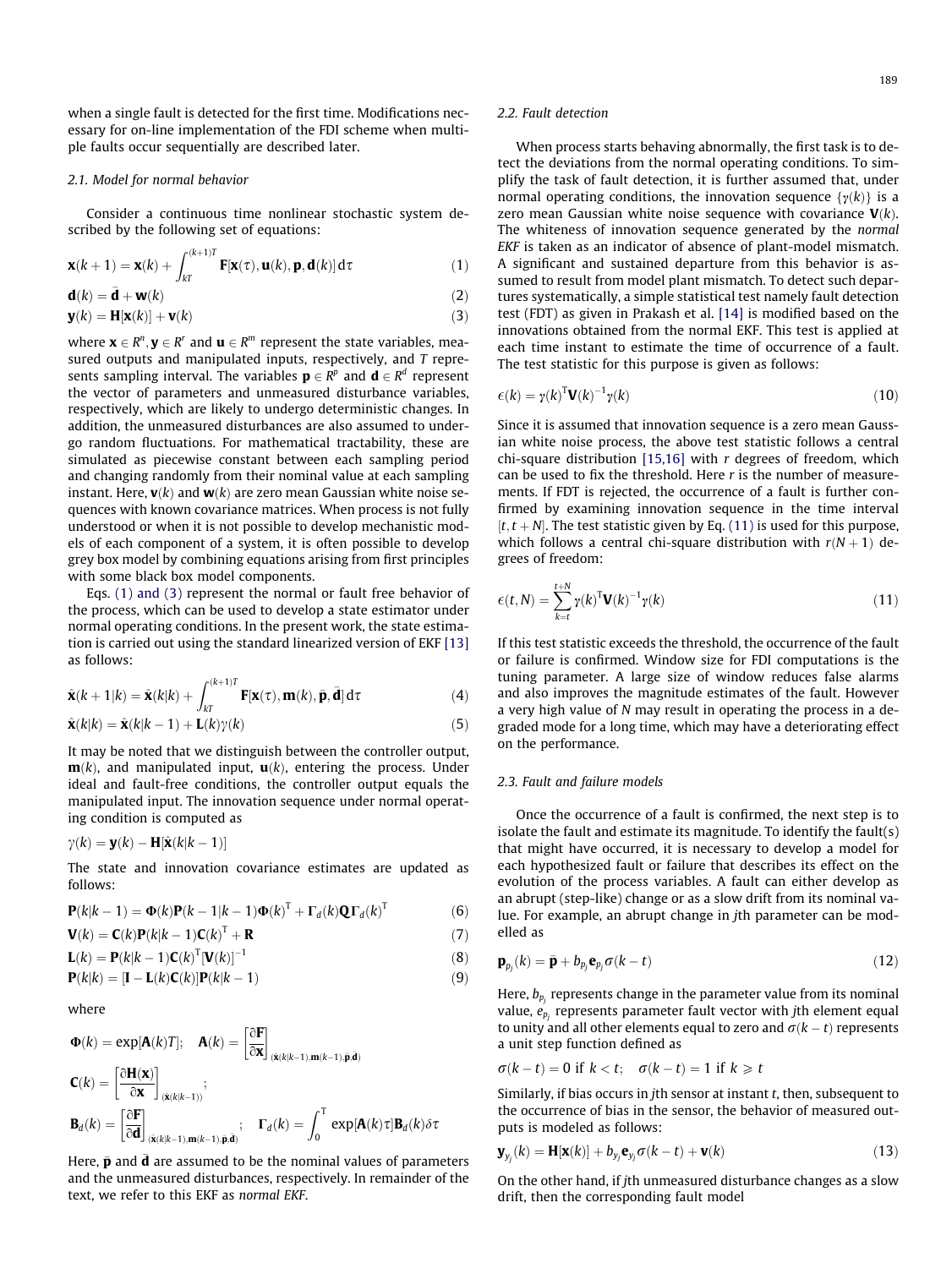when a single fault is detected for the first time. Modifications necessary for on-line implementation of the FDI scheme when multiple faults occur sequentially are described later.

### 2.1. Model for normal behavior

Consider a continuous time nonlinear stochastic system described by the following set of equations:

$$\mathbf{x}(k+1) = \mathbf{x}(k) + \int_{kT}^{(k+1)T} \mathbf{F}[\mathbf{x}(\tau), \mathbf{u}(k), \mathbf{p}, \mathbf{d}(k)]\,\mathrm{d}\tau \tag{1}$$

$$\mathbf{d}(k) = \bar{\mathbf{d}} + \mathbf{w}(k) \tag{2}$$

$$\mathbf{y}(k) = \mathbf{H}[\mathbf{x}(k)] + \mathbf{v}(k) \tag{3}$$

where $\mathbf{x} \in R^n, \mathbf{y} \in R^r$ and $\mathbf{u} \in R^m$ represent the state variables, measured outputs and manipulated inputs, respectively, and $T$ represents sampling interval. The variables $\mathbf{p} \in R^p$ and $\mathbf{d} \in R^d$ represent the vector of parameters and unmeasured disturbance variables, respectively, which are likely to undergo deterministic changes. In addition, the unmeasured disturbances are also assumed to undergo random fluctuations. For mathematical tractability, these are simulated as piecewise constant between each sampling period and changing randomly from their nominal value at each sampling instant. Here, $\mathbf{v}(k)$ and $\mathbf{w}(k)$ are zero mean Gaussian white noise sequences with known covariance matrices. When process is not fully understood or when it is not possible to develop mechanistic models of each component of a system, it is often possible to develop grey box model by combining equations arising from first principles with some black box model components.

Eqs. (1) and (3) represent the normal or fault free behavior of the process, which can be used to develop a state estimator under normal operating conditions. In the present work, the state estimation is carried out using the standard linearized version of EKF [13] as follows:

$$\hat{\mathbf{x}}(k+1|k) = \hat{\mathbf{x}}(k|k) + \int_{kT}^{(k+1)T} \mathbf{F}[\mathbf{x}(\tau), \mathbf{m}(k), \bar{\mathbf{p}}, \bar{\mathbf{d}}]\,\mathrm{d}\tau \tag{4}$$

$$\hat{\mathbf{x}}(k|k) = \hat{\mathbf{x}}(k|k-1) + \mathbf{L}(k)\gamma(k) \tag{5}$$

It may be noted that we distinguish between the controller output, $\mathbf{m}(k)$, and manipulated input, $\mathbf{u}(k)$, entering the process. Under ideal and fault-free conditions, the controller output equals the manipulated input. The innovation sequence under normal operating condition is computed as

$$\gamma(k) = \mathbf{y}(k) - \mathbf{H}[\hat{\mathbf{x}}(k|k-1)]$$

The state and innovation covariance estimates are updated as follows:

$$\mathbf{P}(k|k-1) = \mathbf{\Phi}(k)\mathbf{P}(k-1|k-1)\mathbf{\Phi}(k)^{\mathrm{T}} + \mathbf{\Gamma}_d(k)\mathbf{Q}\mathbf{\Gamma}_d(k)^{\mathrm{T}} \tag{6}$$

$$\mathbf{V}(k) = \mathbf{C}(k)\mathbf{P}(k|k-1)\mathbf{C}(k)^{\mathrm{T}} + \mathbf{R} \tag{7}$$

$$\mathbf{L}(k) = \mathbf{P}(k|k-1)\mathbf{C}(k)^{\mathrm{T}}[\mathbf{V}(k)]^{-1} \tag{8}$$

$$\mathbf{P}(k|k) = [\mathbf{I} - \mathbf{L}(k)\mathbf{C}(k)]\mathbf{P}(k|k-1) \tag{9}$$

where

$$\mathbf{\Phi}(k) = \exp[\mathbf{A}(k)T]; \quad \mathbf{A}(k) = \left[\frac{\partial \mathbf{F}}{\partial \mathbf{x}}\right]_{(\hat{\mathbf{x}}(k|k-1), \mathbf{m}(k-1), \bar{\mathbf{p}}, \bar{\mathbf{d}})}$$

$$\mathbf{C}(k) = \left[\frac{\partial \mathbf{H}(\mathbf{x})}{\partial \mathbf{x}}\right]_{(\hat{\mathbf{x}}(k|k-1))};$$

$$\mathbf{B}_d(k) = \left[\frac{\partial \mathbf{F}}{\partial \mathbf{d}}\right]_{(\hat{\mathbf{x}}(k|k-1), \mathbf{m}(k-1), \bar{\mathbf{p}}, \bar{\mathbf{d}})}; \quad \mathbf{\Gamma}_d(k) = \int_0^{\mathrm{T}} \exp[\mathbf{A}(k)\tau]\mathbf{B}_d(k)\delta\tau$$

Here, $\bar{\mathbf{p}}$ and $\bar{\mathbf{d}}$ are assumed to be the nominal values of parameters and the unmeasured disturbances, respectively. In remainder of the text, we refer to this EKF as *normal EKF*.

### 2.2. Fault detection

When process starts behaving abnormally, the first task is to detect the deviations from the normal operating conditions. To simplify the task of fault detection, it is further assumed that, under normal operating conditions, the innovation sequence $\{\gamma(k)\}$ is a zero mean Gaussian white noise sequence with covariance $\mathbf{V}(k)$. The whiteness of innovation sequence generated by the *normal EKF* is taken as an indicator of absence of plant-model mismatch. A significant and sustained departure from this behavior is assumed to result from model plant mismatch. To detect such departures systematically, a simple statistical test namely fault detection test (FDT) as given in Prakash et al. [14] is modified based on the innovations obtained from the normal EKF. This test is applied at each time instant to estimate the time of occurrence of a fault. The test statistic for this purpose is given as follows:

$$\epsilon(k) = \gamma(k)^{\mathrm{T}}\mathbf{V}(k)^{-1}\gamma(k) \tag{10}$$

Since it is assumed that innovation sequence is a zero mean Gaussian white noise process, the above test statistic follows a central chi-square distribution [15,16] with $r$ degrees of freedom, which can be used to fix the threshold. Here $r$ is the number of measurements. If FDT is rejected, the occurrence of a fault is further confirmed by examining innovation sequence in the time interval $[t, t+N]$. The test statistic given by Eq. (11) is used for this purpose, which follows a central chi-square distribution with $r(N+1)$ degrees of freedom:

$$\epsilon(t, N) = \sum_{k=t}^{t+N} \gamma(k)^{\mathrm{T}}\mathbf{V}(k)^{-1}\gamma(k) \tag{11}$$

If this test statistic exceeds the threshold, the occurrence of the fault or failure is confirmed. Window size for FDI computations is the tuning parameter. A large size of window reduces false alarms and also improves the magnitude estimates of the fault. However a very high value of $N$ may result in operating the process in a degraded mode for a long time, which may have a deteriorating effect on the performance.

### 2.3. Fault and failure models

Once the occurrence of a fault is confirmed, the next step is to isolate the fault and estimate its magnitude. To identify the fault(s) that might have occurred, it is necessary to develop a model for each hypothesized fault or failure that describes its effect on the evolution of the process variables. A fault can either develop as an abrupt (step-like) change or as a slow drift from its nominal value. For example, an abrupt change in $j$th parameter can be modelled as

$$\mathbf{p}_{p_j}(k) = \bar{\mathbf{p}} + b_{p_j}\mathbf{e}_{p_j}\sigma(k-t) \tag{12}$$

Here, $b_{p_j}$ represents change in the parameter value from its nominal value, $e_{p_j}$ represents parameter fault vector with $j$th element equal to unity and all other elements equal to zero and $\sigma(k-t)$ represents a unit step function defined as

$$\sigma(k-t) = 0 \text{ if } k < t; \quad \sigma(k-t) = 1 \text{ if } k \geqslant t$$

Similarly, if bias occurs in $j$th sensor at instant $t$, then, subsequent to the occurrence of bias in the sensor, the behavior of measured outputs is modeled as follows:

$$\mathbf{y}_{y_j}(k) = \mathbf{H}[\mathbf{x}(k)] + b_{y_j}\mathbf{e}_{y_j}\sigma(k-t) + \mathbf{v}(k) \tag{13}$$

On the other hand, if $j$th unmeasured disturbance changes as a slow drift, then the corresponding fault model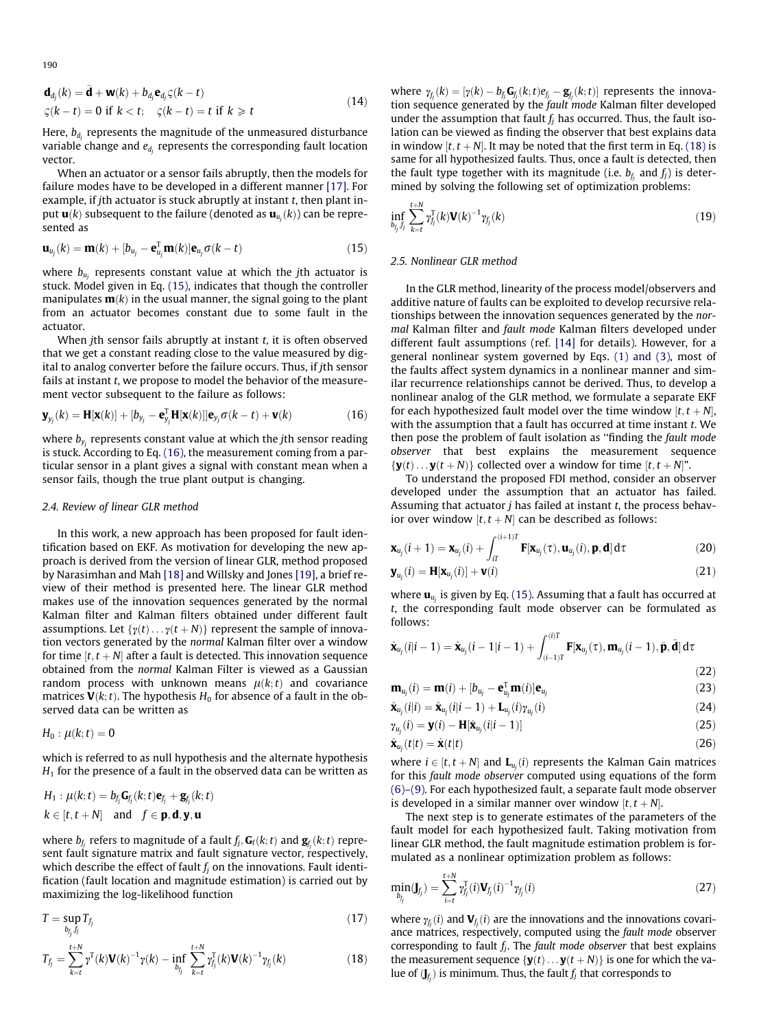$$\mathbf{d}_{d_j}(k) = \bar{\mathbf{d}} + \mathbf{w}(k) + b_{d_j}\mathbf{e}_{d_j}\varsigma(k-t)$$
$$\varsigma(k-t) = 0 \text{ if } k < t; \quad \varsigma(k-t) = t \text{ if } k \geqslant t \tag{14}$$

Here, $b_{d_j}$ represents the magnitude of the unmeasured disturbance variable change and $e_{d_j}$ represents the corresponding fault location vector.

When an actuator or a sensor fails abruptly, then the models for failure modes have to be developed in a different manner [17]. For example, if $j$th actuator is stuck abruptly at instant $t$, then plant input $\mathbf{u}(k)$ subsequent to the failure (denoted as $\mathbf{u}_{u_j}(k)$) can be represented as

$$\mathbf{u}_{u_j}(k) = \mathbf{m}(k) + [b_{u_j} - \mathbf{e}_{u_j}^{\mathrm{T}}\mathbf{m}(k)]\mathbf{e}_{u_j}\sigma(k-t) \tag{15}$$

where $b_{u_j}$ represents constant value at which the $j$th actuator is stuck. Model given in Eq. (15), indicates that though the controller manipulates $\mathbf{m}(k)$ in the usual manner, the signal going to the plant from an actuator becomes constant due to some fault in the actuator.

When $j$th sensor fails abruptly at instant $t$, it is often observed that we get a constant reading close to the value measured by digital to analog converter before the failure occurs. Thus, if $j$th sensor fails at instant $t$, we propose to model the behavior of the measurement vector subsequent to the failure as follows:

$$\mathbf{y}_{y_j}(k) = \mathbf{H}[\mathbf{x}(k)] + [b_{y_j} - \mathbf{e}_{y_j}^{\mathrm{T}}\mathbf{H}[\mathbf{x}(k)]]\mathbf{e}_{y_j}\sigma(k-t) + \mathbf{v}(k) \tag{16}$$

where $b_{y_j}$ represents constant value at which the $j$th sensor reading is stuck. According to Eq. (16), the measurement coming from a particular sensor in a plant gives a signal with constant mean when a sensor fails, though the true plant output is changing.

### 2.4. Review of linear GLR method

In this work, a new approach has been proposed for fault identification based on EKF. As motivation for developing the new approach is derived from the version of linear GLR, method proposed by Narasimhan and Mah [18] and Willsky and Jones [19], a brief review of their method is presented here. The linear GLR method makes use of the innovation sequences generated by the normal Kalman filter and Kalman filters obtained under different fault assumptions. Let $\{\gamma(t)\ldots\gamma(t+N)\}$ represent the sample of innovation vectors generated by the *normal* Kalman filter over a window for time $[t, t+N]$ after a fault is detected. This innovation sequence obtained from the *normal* Kalman Filter is viewed as a Gaussian random process with unknown means $\mu(k;t)$ and covariance matrices $\mathbf{V}(k;t)$. The hypothesis $H_0$ for absence of a fault in the observed data can be written as

$$H_0 : \mu(k;t) = 0$$

which is referred to as null hypothesis and the alternate hypothesis $H_1$ for the presence of a fault in the observed data can be written as

$$H_1 : \mu(k;t) = b_{f_j}\mathbf{G}_{f_j}(k;t)\mathbf{e}_{f_j} + \mathbf{g}_{f_j}(k;t)$$
$$k \in [t, t+N] \quad \text{and} \quad f \in \mathbf{p}, \mathbf{d}, \mathbf{y}, \mathbf{u}$$

where $b_{f_j}$ refers to magnitude of a fault $f_j$, $\mathbf{G}_{\mathrm{f}}(k;t)$ and $\mathbf{g}_{f_j}(k;t)$ represent fault signature matrix and fault signature vector, respectively, which describe the effect of fault $f_j$ on the innovations. Fault identification (fault location and magnitude estimation) is carried out by maximizing the log-likelihood function

$$T = \sup_{b_{f_j}, f_j} T_{f_j} \tag{17}$$

$$T_{f_j} = \sum_{k=t}^{t+N}\gamma^{\mathrm{T}}(k)\mathbf{V}(k)^{-1}\gamma(k) - \inf_{b_{f_j}}\sum_{k=t}^{t+N}\gamma_{f_j}^{\mathrm{T}}(k)\mathbf{V}(k)^{-1}\gamma_{f_j}(k) \tag{18}$$

where $\gamma_{f_j}(k) = [\gamma(k) - b_{f_j}\mathbf{G}_{f_j}(k;t)e_{f_j} - \mathbf{g}_{f_j}(k;t)]$ represents the innovation sequence generated by the *fault mode* Kalman filter developed under the assumption that fault $f_j$ has occurred. Thus, the fault isolation can be viewed as finding the observer that best explains data in window $[t, t+N]$. It may be noted that the first term in Eq. (18) is same for all hypothesized faults. Thus, once a fault is detected, then the fault type together with its magnitude (i.e. $b_{f_j}$ and $f_j$) is determined by solving the following set of optimization problems:

$$\inf_{b_{f_j}, f_j}\sum_{k=t}^{t+N}\gamma_{f_j}^{\mathrm{T}}(k)\mathbf{V}(k)^{-1}\gamma_{f_j}(k) \tag{19}$$

### 2.5. Nonlinear GLR method

In the GLR method, linearity of the process model/observers and additive nature of faults can be exploited to develop recursive relationships between the innovation sequences generated by the *normal* Kalman filter and *fault mode* Kalman filters developed under different fault assumptions (ref. [14] for details). However, for a general nonlinear system governed by Eqs. (1) and (3), most of the faults affect system dynamics in a nonlinear manner and similar recurrence relationships cannot be derived. Thus, to develop a nonlinear analog of the GLR method, we formulate a separate EKF for each hypothesized fault model over the time window $[t, t+N]$, with the assumption that a fault has occurred at time instant $t$. We then pose the problem of fault isolation as "finding the *fault mode observer* that best explains the measurement sequence $\{\mathbf{y}(t)\ldots\mathbf{y}(t+N)\}$ collected over a window for time $[t, t+N]$".

To understand the proposed FDI method, consider an observer developed under the assumption that an actuator has failed. Assuming that actuator $j$ has failed at instant $t$, the process behavior over window $[t, t+N]$ can be described as follows:

$$\mathbf{x}_{u_j}(i+1) = \mathbf{x}_{u_j}(i) + \int_{iT}^{(i+1)T}\mathbf{F}[\mathbf{x}_{u_j}(\tau), \mathbf{u}_{u_j}(i), \mathbf{p}, \mathbf{d}]\,\mathrm{d}\tau \tag{20}$$

$$\mathbf{y}_{u_j}(i) = \mathbf{H}[\mathbf{x}_{u_j}(i)] + \mathbf{v}(i) \tag{21}$$

where $\mathbf{u}_{u_j}$ is given by Eq. (15). Assuming that a fault has occurred at $t$, the corresponding fault mode observer can be formulated as follows:

$$\hat{\mathbf{x}}_{u_j}(i|i-1) = \hat{\mathbf{x}}_{u_j}(i-1|i-1) + \int_{(i-1)T}^{(i)T}\mathbf{F}[\mathbf{x}_{u_j}(\tau), \mathbf{m}_{u_j}(i-1), \bar{\mathbf{p}}, \bar{\mathbf{d}}]\,\mathrm{d}\tau \tag{22}$$

$$\mathbf{m}_{u_j}(i) = \mathbf{m}(i) + [b_{u_j} - \mathbf{e}_{u_j}^{\mathrm{T}}\mathbf{m}(i)]\mathbf{e}_{u_j} \tag{23}$$

$$\hat{\mathbf{x}}_{u_j}(i|i) = \hat{\mathbf{x}}_{u_j}(i|i-1) + \mathbf{L}_{u_j}(i)\gamma_{u_j}(i) \tag{24}$$

$$\gamma_{u_j}(i) = \mathbf{y}(i) - \mathbf{H}[\hat{\mathbf{x}}_{u_j}(i|i-1)] \tag{25}$$

$$\hat{\mathbf{x}}_{u_j}(t|t) = \hat{\mathbf{x}}(t|t) \tag{26}$$

where $i \in [t, t+N]$ and $\mathbf{L}_{u_j}(i)$ represents the Kalman Gain matrices for this *fault mode observer* computed using equations of the form (6)–(9). For each hypothesized fault, a separate fault mode observer is developed in a similar manner over window $[t, t+N]$.

The next step is to generate estimates of the parameters of the fault model for each hypothesized fault. Taking motivation from linear GLR method, the fault magnitude estimation problem is formulated as a nonlinear optimization problem as follows:

$$\min_{b_{f_j}}(\mathbf{J}_{f_j}) = \sum_{i=t}^{t+N}\gamma_{f_j}^{\mathrm{T}}(i)\mathbf{V}_{f_j}(i)^{-1}\gamma_{f_j}(i) \tag{27}$$

where $\gamma_{f_j}(i)$ and $\mathbf{V}_{f_j}(i)$ are the innovations and the innovations covariance matrices, respectively, computed using the *fault mode* observer corresponding to fault $f_j$. The *fault mode observer* that best explains the measurement sequence $\{\mathbf{y}(t)\ldots\mathbf{y}(t+N)\}$ is one for which the value of $(\mathbf{J}_{f_j})$ is minimum. Thus, the fault $f_j$ that corresponds to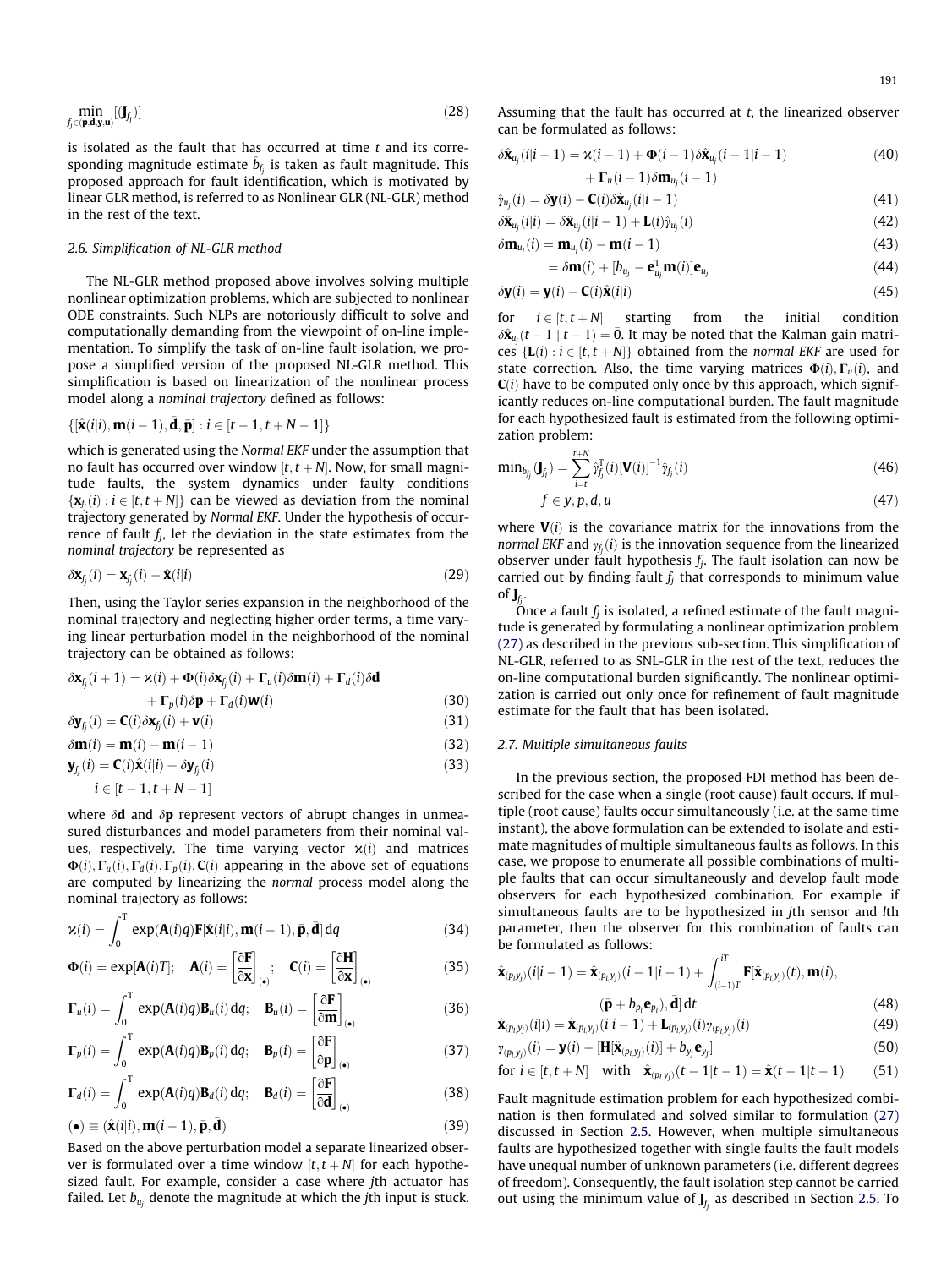$$\min_{f_j \in (\mathbf{p},\mathbf{d},\mathbf{y},\mathbf{u})} [(\mathbf{J}_{f_j})] \tag{28}$$

is isolated as the fault that has occurred at time $t$ and its corresponding magnitude estimate $\hat{b}_{f_j}$ is taken as fault magnitude. This proposed approach for fault identification, which is motivated by linear GLR method, is referred to as Nonlinear GLR (NL-GLR) method in the rest of the text.

### 2.6. Simplification of NL-GLR method

The NL-GLR method proposed above involves solving multiple nonlinear optimization problems, which are subjected to nonlinear ODE constraints. Such NLPs are notoriously difficult to solve and computationally demanding from the viewpoint of on-line implementation. To simplify the task of on-line fault isolation, we propose a simplified version of the proposed NL-GLR method. This simplification is based on linearization of the nonlinear process model along a *nominal trajectory* defined as follows:

$$\{[\hat{\mathbf{x}}(i|i), \mathbf{m}(i-1), \bar{\mathbf{d}}, \bar{\mathbf{p}}] : i \in [t-1, t+N-1]\}$$

which is generated using the *Normal EKF* under the assumption that no fault has occurred over window $[t, t+N]$. Now, for small magnitude faults, the system dynamics under faulty conditions $\{\mathbf{x}_{f_j}(i) : i \in [t, t+N]\}$ can be viewed as deviation from the nominal trajectory generated by *Normal EKF*. Under the hypothesis of occurrence of fault $f_j$, let the deviation in the state estimates from the *nominal trajectory* be represented as

$$\delta\mathbf{x}_{f_j}(i) = \mathbf{x}_{f_j}(i) - \hat{\mathbf{x}}(i|i) \tag{29}$$

Then, using the Taylor series expansion in the neighborhood of the nominal trajectory and neglecting higher order terms, a time varying linear perturbation model in the neighborhood of the nominal trajectory can be obtained as follows:

$$\delta\mathbf{x}_{f_j}(i+1) = \varkappa(i) + \mathbf{\Phi}(i)\delta\mathbf{x}_{f_j}(i) + \mathbf{\Gamma}_u(i)\delta\mathbf{m}(i) + \mathbf{\Gamma}_d(i)\delta\mathbf{d} + \mathbf{\Gamma}_p(i)\delta\mathbf{p} + \mathbf{\Gamma}_d(i)\mathbf{w}(i) \tag{30}$$

$$\delta\mathbf{y}_{f_j}(i) = \mathbf{C}(i)\delta\mathbf{x}_{f_j}(i) + \mathbf{v}(i) \tag{31}$$

$$\delta\mathbf{m}(i) = \mathbf{m}(i) - \mathbf{m}(i-1) \tag{32}$$

$$\mathbf{y}_{f_j}(i) = \mathbf{C}(i)\hat{\mathbf{x}}(i|i) + \delta\mathbf{y}_{f_j}(i) \tag{33}$$

$$i \in [t-1, t+N-1]$$

where $\delta\mathbf{d}$ and $\delta\mathbf{p}$ represent vectors of abrupt changes in unmeasured disturbances and model parameters from their nominal values, respectively. The time varying vector $\varkappa(i)$ and matrices $\mathbf{\Phi}(i), \mathbf{\Gamma}_u(i), \mathbf{\Gamma}_d(i), \mathbf{\Gamma}_p(i), \mathbf{C}(i)$ appearing in the above set of equations are computed by linearizing the *normal* process model along the *nominal trajectory* as follows:

$$\varkappa(i) = \int_0^T \exp(\mathbf{A}(i)q)\mathbf{F}[\hat{\mathbf{x}}(i|i), \mathbf{m}(i-1), \bar{\mathbf{p}}, \bar{\mathbf{d}}]\,dq \tag{34}$$

$$\mathbf{\Phi}(i) = \exp[\mathbf{A}(i)T]; \quad \mathbf{A}(i) = \left[\frac{\partial\mathbf{F}}{\partial\mathbf{x}}\right]_{(\bullet)}; \quad \mathbf{C}(i) = \left[\frac{\partial\mathbf{H}}{\partial\mathbf{x}}\right]_{(\bullet)} \tag{35}$$

$$\mathbf{\Gamma}_u(i) = \int_0^T \exp(\mathbf{A}(i)q)\mathbf{B}_u(i)\,dq; \quad \mathbf{B}_u(i) = \left[\frac{\partial\mathbf{F}}{\partial\mathbf{m}}\right]_{(\bullet)} \tag{36}$$

$$\mathbf{\Gamma}_p(i) = \int_0^T \exp(\mathbf{A}(i)q)\mathbf{B}_p(i)\,dq; \quad \mathbf{B}_p(i) = \left[\frac{\partial\mathbf{F}}{\partial\mathbf{p}}\right]_{(\bullet)} \tag{37}$$

$$\mathbf{\Gamma}_d(i) = \int_0^T \exp(\mathbf{A}(i)q)\mathbf{B}_d(i)\,dq; \quad \mathbf{B}_d(i) = \left[\frac{\partial\mathbf{F}}{\partial\mathbf{d}}\right]_{(\bullet)} \tag{38}$$

$$(\bullet) \equiv (\hat{\mathbf{x}}(i|i), \mathbf{m}(i-1), \bar{\mathbf{p}}, \bar{\mathbf{d}}) \tag{39}$$

Based on the above perturbation model a separate linearized observer is formulated over a time window $[t, t+N]$ for each hypothesized fault. For example, consider a case where $j$th actuator has failed. Let $b_{u_j}$ denote the magnitude at which the $j$th input is stuck. Assuming that the fault has occurred at $t$, the linearized observer can be formulated as follows:

$$\delta\hat{\mathbf{x}}_{u_j}(i|i-1) = \varkappa(i-1) + \mathbf{\Phi}(i-1)\delta\hat{\mathbf{x}}_{u_j}(i-1|i-1) + \mathbf{\Gamma}_u(i-1)\delta\mathbf{m}_{u_j}(i-1) \tag{40}$$

$$\hat{\gamma}_{u_j}(i) = \delta\mathbf{y}(i) - \mathbf{C}(i)\delta\hat{\mathbf{x}}_{u_j}(i|i-1) \tag{41}$$

$$\delta\hat{\mathbf{x}}_{u_j}(i|i) = \delta\hat{\mathbf{x}}_{u_j}(i|i-1) + \mathbf{L}(i)\hat{\gamma}_{u_j}(i) \tag{42}$$

$$\delta\mathbf{m}_{u_j}(i) = \mathbf{m}_{u_j}(i) - \mathbf{m}(i-1) \tag{43}$$

$$= \delta\mathbf{m}(i) + [b_{u_j} - \mathbf{e}_{u_j}^{\mathrm{T}}\mathbf{m}(i)]\mathbf{e}_{u_j} \tag{44}$$

$$\delta\mathbf{y}(i) = \mathbf{y}(i) - \mathbf{C}(i)\hat{\mathbf{x}}(i|i) \tag{45}$$

for $i \in [t, t+N]$ starting from the initial condition $\delta\hat{\mathbf{x}}_{u_j}(t-1 \mid t-1) = \bar{0}$. It may be noted that the Kalman gain matrices $\{\mathbf{L}(i) : i \in [t, t+N]\}$ obtained from the *normal* EKF are used for state correction. Also, the time varying matrices $\mathbf{\Phi}(i), \mathbf{\Gamma}_u(i)$, and $\mathbf{C}(i)$ have to be computed only once by this approach, which significantly reduces on-line computational burden. The fault magnitude for each hypothesized fault is estimated from the following optimization problem:

$$\min_{b_{f_j}} (\mathbf{J}_{f_j}) = \sum_{i=t}^{t+N} \hat{\gamma}_{f_j}^{\mathrm{T}}(i)[\mathbf{V}(i)]^{-1}\hat{\gamma}_{f_j}(i) \tag{46}$$

$$f \in y, p, d, u \tag{47}$$

where $\mathbf{V}(i)$ is the covariance matrix for the innovations from the *normal EKF* and $\gamma_{f_j}(i)$ is the innovation sequence from the linearized observer under fault hypothesis $f_j$. The fault isolation can now be carried out by finding fault $f_j$ that corresponds to minimum value of $\mathbf{J}_{f_j}$.

Once a fault $f_j$ is isolated, a refined estimate of the fault magnitude is generated by formulating a nonlinear optimization problem (27) as described in the previous sub-section. This simplification of NL-GLR, referred to as SNL-GLR in the rest of the text, reduces the on-line computational burden significantly. The nonlinear optimization is carried out only once for refinement of fault magnitude estimate for the fault that has been isolated.

### 2.7. Multiple simultaneous faults

In the previous section, the proposed FDI method has been described for the case when a single (root cause) fault occurs. If multiple (root cause) faults occur simultaneously (i.e. at the same time instant), the above formulation can be extended to isolate and estimate magnitudes of multiple simultaneous faults as follows. In this case, we propose to enumerate all possible combinations of multiple faults that can occur simultaneously and develop fault mode observers for each hypothesized combination. For example if simultaneous faults are to be hypothesized in $j$th sensor and $l$th parameter, then the observer for this combination of faults can be formulated as follows:

$$\hat{\mathbf{x}}_{(p_l y_j)}(i|i-1) = \hat{\mathbf{x}}_{(p_l y_j)}(i-1|i-1) + \int_{(i-1)T}^{iT} \mathbf{F}[\hat{\mathbf{x}}_{(p_l y_j)}(t), \mathbf{m}(i), (\bar{\mathbf{p}} + b_{p_l}\mathbf{e}_{p_l}), \bar{\mathbf{d}}]\,dt \tag{48}$$

$$\hat{\mathbf{x}}_{(p_l y_j)}(i|i) = \hat{\mathbf{x}}_{(p_l y_j)}(i|i-1) + \mathbf{L}_{(p_l y_j)}(i)\gamma_{(p_l y_j)}(i) \tag{49}$$

$$\gamma_{(p_l y_j)}(i) = \mathbf{y}(i) - [\mathbf{H}[\hat{\mathbf{x}}_{(p_l y_j)}(i)] + b_{y_j}\mathbf{e}_{y_j}] \tag{50}$$

$$\text{for } i \in [t, t+N] \quad \text{with} \quad \hat{\mathbf{x}}_{(p_l y_j)}(t-1|t-1) = \hat{\mathbf{x}}(t-1|t-1) \tag{51}$$

Fault magnitude estimation problem for each hypothesized combination is then formulated and solved similar to formulation (27) discussed in Section 2.5. However, when multiple simultaneous faults are hypothesized together with single faults the fault models have unequal number of unknown parameters (i.e. different degrees of freedom). Consequently, the fault isolation step cannot be carried out using the minimum value of $\mathbf{J}_{f_j}$ as described in Section 2.5. To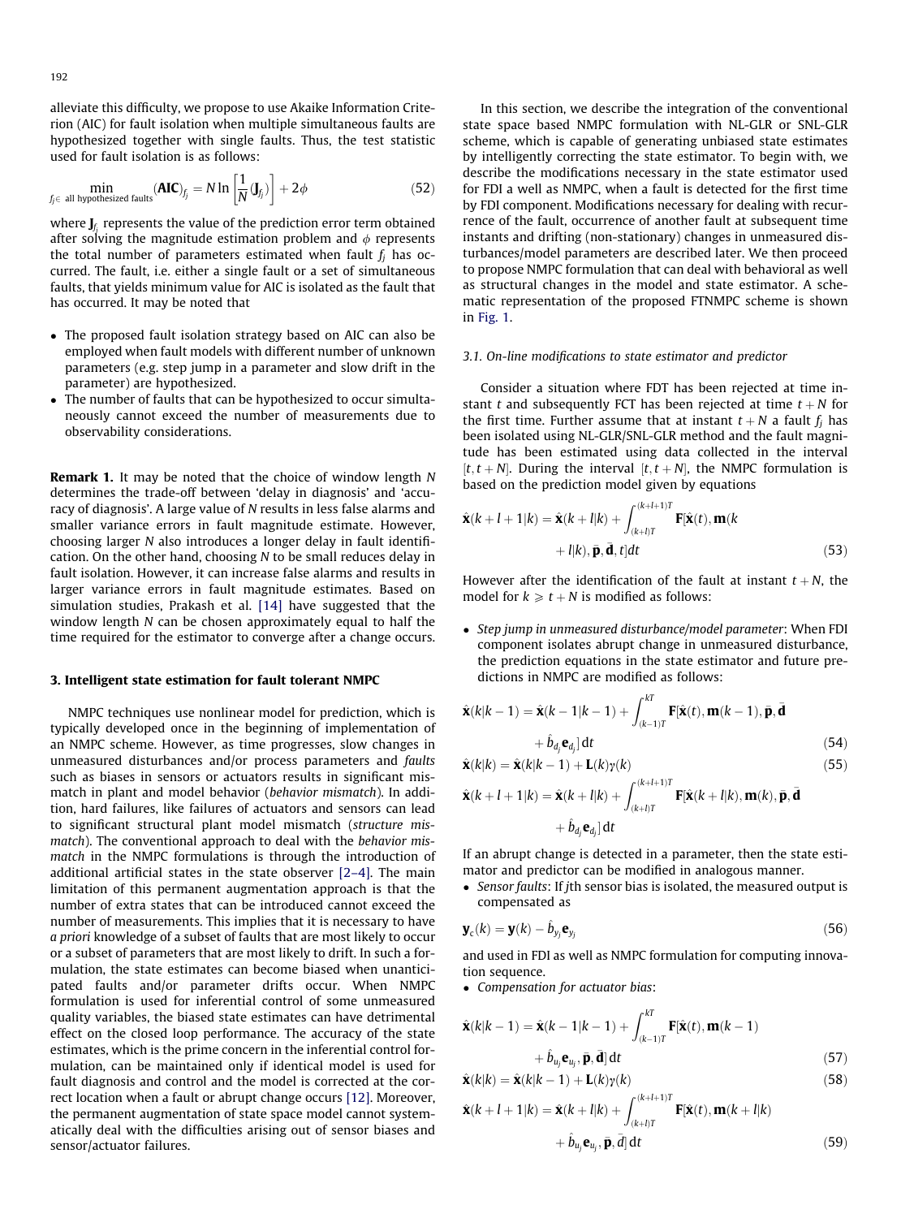alleviate this difficulty, we propose to use Akaike Information Criterion (AIC) for fault isolation when multiple simultaneous faults are hypothesized together with single faults. Thus, the test statistic used for fault isolation is as follows:

$$\min_{f_j \in \text{ all hypothesized faults}} (\mathbf{AIC})_{f_j} = N \ln \left[ \frac{1}{N} (\mathbf{J}_{f_j}) \right] + 2\phi \tag{52}$$

where $\mathbf{J}_{f_j}$ represents the value of the prediction error term obtained after solving the magnitude estimation problem and $\phi$ represents the total number of parameters estimated when fault $f_j$ has occurred. The fault, i.e. either a single fault or a set of simultaneous faults, that yields minimum value for AIC is isolated as the fault that has occurred. It may be noted that

- The proposed fault isolation strategy based on AIC can also be employed when fault models with different number of unknown parameters (e.g. step jump in a parameter and slow drift in the parameter) are hypothesized.
- The number of faults that can be hypothesized to occur simultaneously cannot exceed the number of measurements due to observability considerations.

**Remark 1.** It may be noted that the choice of window length $N$ determines the trade-off between 'delay in diagnosis' and 'accuracy of diagnosis'. A large value of $N$ results in less false alarms and smaller variance errors in fault magnitude estimate. However, choosing larger $N$ also introduces a longer delay in fault identification. On the other hand, choosing $N$ to be small reduces delay in fault isolation. However, it can increase false alarms and results in larger variance errors in fault magnitude estimates. Based on simulation studies, Prakash et al. [14] have suggested that the window length $N$ can be chosen approximately equal to half the time required for the estimator to converge after a change occurs.

## 3. Intelligent state estimation for fault tolerant NMPC

NMPC techniques use nonlinear model for prediction, which is typically developed once in the beginning of implementation of an NMPC scheme. However, as time progresses, slow changes in unmeasured disturbances and/or process parameters and *faults* such as biases in sensors or actuators results in significant mismatch in plant and model behavior (*behavior mismatch*). In addition, hard failures, like failures of actuators and sensors can lead to significant structural plant model mismatch (*structure mismatch*). The conventional approach to deal with the *behavior mismatch* in the NMPC formulations is through the introduction of additional artificial states in the state observer [2–4]. The main limitation of this permanent augmentation approach is that the number of extra states that can be introduced cannot exceed the number of measurements. This implies that it is necessary to have *a priori* knowledge of a subset of faults that are most likely to occur or a subset of parameters that are most likely to drift. In such a formulation, the state estimates can become biased when unanticipated faults and/or parameter drifts occur. When NMPC formulation is used for inferential control of some unmeasured quality variables, the biased state estimates can have detrimental effect on the closed loop performance. The accuracy of the state estimates, which is the prime concern in the inferential control formulation, can be maintained only if identical model is used for fault diagnosis and control and the model is corrected at the correct location when a fault or abrupt change occurs [12]. Moreover, the permanent augmentation of state space model cannot systematically deal with the difficulties arising out of sensor biases and sensor/actuator failures.

In this section, we describe the integration of the conventional state space based NMPC formulation with NL-GLR or SNL-GLR scheme, which is capable of generating unbiased state estimates by intelligently correcting the state estimator. To begin with, we describe the modifications necessary in the state estimator used for FDI a well as NMPC, when a fault is detected for the first time by FDI component. Modifications necessary for dealing with recurrence of the fault, occurrence of another fault at subsequent time instants and drifting (non-stationary) changes in unmeasured disturbances/model parameters are described later. We then proceed to propose NMPC formulation that can deal with behavioral as well as structural changes in the model and state estimator. A schematic representation of the proposed FTNMPC scheme is shown in Fig. 1.

### 3.1. On-line modifications to state estimator and predictor

Consider a situation where FDT has been rejected at time instant $t$ and subsequently FCT has been rejected at time $t+N$ for the first time. Further assume that at instant $t+N$ a fault $f_j$ has been isolated using NL-GLR/SNL-GLR method and the fault magnitude has been estimated using data collected in the interval $[t, t+N]$. During the interval $[t, t+N]$, the NMPC formulation is based on the prediction model given by equations

$$\hat{\mathbf{x}}(k+l+1|k) = \hat{\mathbf{x}}(k+l|k) + \int_{(k+l)T}^{(k+l+1)T} \mathbf{F}[\hat{\mathbf{x}}(t), \mathbf{m}(k+l|k), \bar{\mathbf{p}}, \bar{\mathbf{d}}, t] dt \tag{53}$$

However after the identification of the fault at instant $t+N$, the model for $k \geqslant t+N$ is modified as follows:

- *Step jump in unmeasured disturbance/model parameter*: When FDI component isolates abrupt change in unmeasured disturbance, the prediction equations in the state estimator and future predictions in NMPC are modified as follows:

$$\hat{\mathbf{x}}(k|k-1) = \hat{\mathbf{x}}(k-1|k-1) + \int_{(k-1)T}^{kT} \mathbf{F}[\hat{\mathbf{x}}(t), \mathbf{m}(k-1), \bar{\mathbf{p}}, \bar{\mathbf{d}} + \hat{b}_{d_j} \mathbf{e}_{d_j}] \, dt \tag{54}$$

$$\hat{\mathbf{x}}(k|k) = \hat{\mathbf{x}}(k|k-1) + \mathbf{L}(k)\gamma(k) \tag{55}$$

$$\hat{\mathbf{x}}(k+l+1|k) = \hat{\mathbf{x}}(k+l|k) + \int_{(k+l)T}^{(k+l+1)T} \mathbf{F}[\hat{\mathbf{x}}(k+l|k), \mathbf{m}(k), \bar{\mathbf{p}}, \bar{\mathbf{d}} + \hat{b}_{d_j} \mathbf{e}_{d_j}] \, dt$$

If an abrupt change is detected in a parameter, then the state estimator and predictor can be modified in analogous manner.

- *Sensor faults*: If $j$th sensor bias is isolated, the measured output is compensated as

$$\mathbf{y}_c(k) = \mathbf{y}(k) - \hat{b}_{y_j} \mathbf{e}_{y_j} \tag{56}$$

and used in FDI as well as NMPC formulation for computing innovation sequence.

- *Compensation for actuator bias*:

$$\hat{\mathbf{x}}(k|k-1) = \hat{\mathbf{x}}(k-1|k-1) + \int_{(k-1)T}^{kT} \mathbf{F}[\hat{\mathbf{x}}(t), \mathbf{m}(k-1) + \hat{b}_{u_j} \mathbf{e}_{u_j}, \bar{\mathbf{p}}, \bar{\mathbf{d}}] \, dt \tag{57}$$

$$\hat{\mathbf{x}}(k|k) = \hat{\mathbf{x}}(k|k-1) + \mathbf{L}(k)\gamma(k) \tag{58}$$

$$\hat{\mathbf{x}}(k+l+1|k) = \hat{\mathbf{x}}(k+l|k) + \int_{(k+l)T}^{(k+l+1)T} \mathbf{F}[\hat{\mathbf{x}}(t), \mathbf{m}(k+l|k) + \hat{b}_{u_j} \mathbf{e}_{u_j}, \bar{\mathbf{p}}, \bar{d}] \, dt \tag{59}$$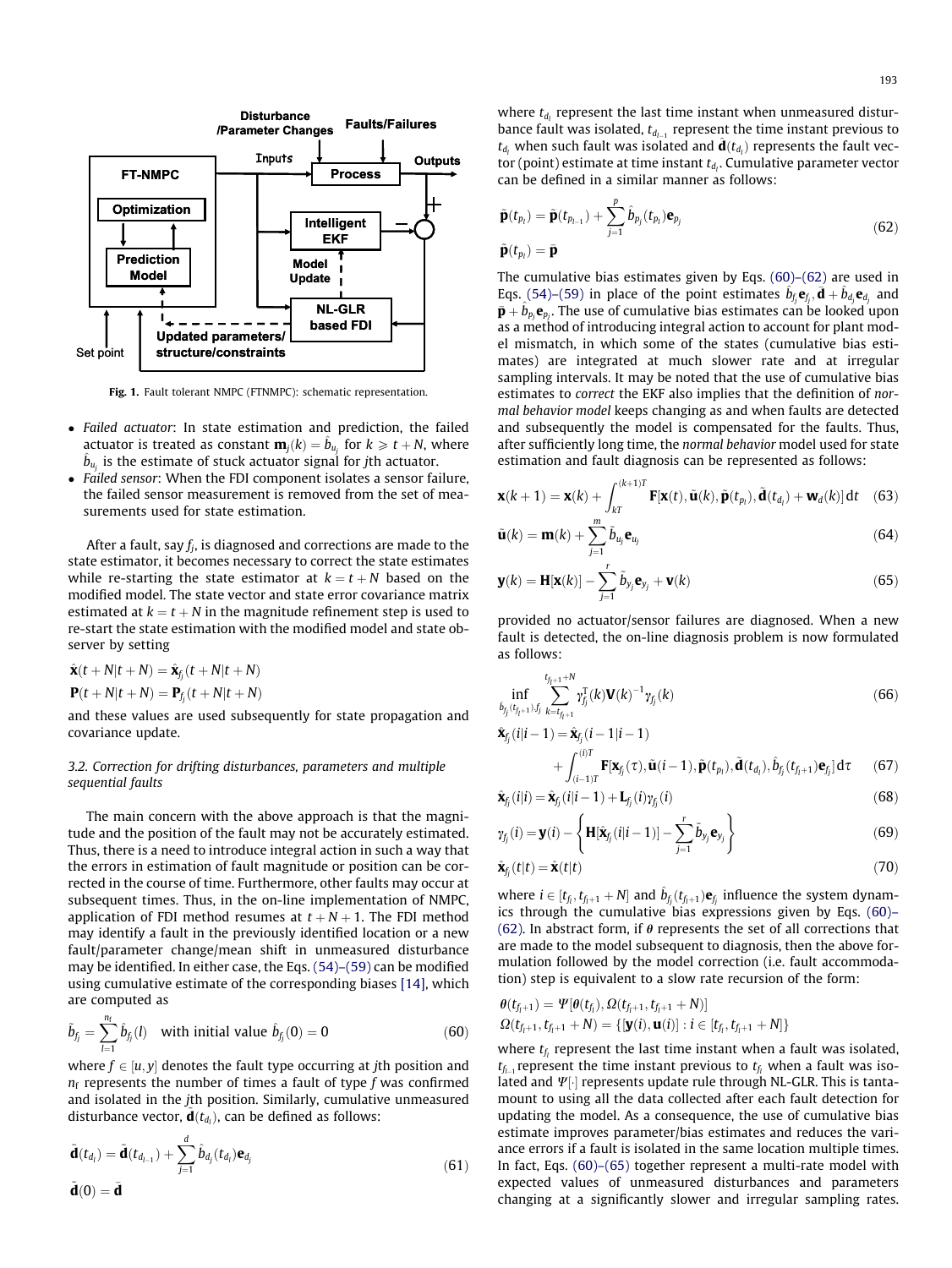Fig. 1. Fault tolerant NMPC (FTNMPC): schematic representation.

- *Failed actuator*: In state estimation and prediction, the failed actuator is treated as constant $\mathbf{m}_j(k) = \hat{b}_{u_j}$ for $k \geqslant t + N$, where $\hat{b}_{u_j}$ is the estimate of stuck actuator signal for $j$th actuator.
- *Failed sensor*: When the FDI component isolates a sensor failure, the failed sensor measurement is removed from the set of measurements used for state estimation.

After a fault, say $f_j$, is diagnosed and corrections are made to the state estimator, it becomes necessary to correct the state estimates while re-starting the state estimator at $k = t + N$ based on the modified model. The state vector and state error covariance matrix estimated at $k = t + N$ in the magnitude refinement step is used to re-start the state estimation with the modified model and state observer by setting

$$\hat{\mathbf{x}}(t+N|t+N) = \hat{\mathbf{x}}_{f_j}(t+N|t+N)$$

$$\mathbf{P}(t+N|t+N) = \mathbf{P}_{f_j}(t+N|t+N)$$

and these values are used subsequently for state propagation and covariance update.

### 3.2. Correction for drifting disturbances, parameters and multiple sequential faults

The main concern with the above approach is that the magnitude and the position of the fault may not be accurately estimated. Thus, there is a need to introduce integral action in such a way that the errors in estimation of fault magnitude or position can be corrected in the course of time. Furthermore, other faults may occur at subsequent times. Thus, in the on-line implementation of NMPC, application of FDI method resumes at $t + N + 1$. The FDI method may identify a fault in the previously identified location or a new fault/parameter change/mean shift in unmeasured disturbance may be identified. In either case, the Eqs. (54)–(59) can be modified using cumulative estimate of the corresponding biases [14], which are computed as

$$\tilde{b}_{f_j} = \sum_{l=1}^{n_f} \hat{b}_{f_j}(l) \quad \text{with initial value } \hat{b}_{f_j}(0) = 0 \tag{60}$$

where $f \in [u, y]$ denotes the fault type occurring at $j$th position and $n_f$ represents the number of times a fault of type $f$ was confirmed and isolated in the $j$th position. Similarly, cumulative unmeasured disturbance vector, $\tilde{\mathbf{d}}(t_{d_l})$, can be defined as follows:

$$\tilde{\mathbf{d}}(t_{d_l}) = \tilde{\mathbf{d}}(t_{d_{l-1}}) + \sum_{j=1}^{d} \hat{b}_{d_j}(t_{d_l})\mathbf{e}_{d_j} \qquad \tilde{\mathbf{d}}(0) = \bar{\mathbf{d}} \tag{61}$$

where $t_{d_l}$ represent the last time instant when unmeasured disturbance fault was isolated, $t_{d_{l-1}}$ represent the time instant previous to $t_{d_l}$ when such fault was isolated and $\hat{\mathbf{d}}(t_{d_l})$ represents the fault vector (point) estimate at time instant $t_{d_l}$. Cumulative parameter vector can be defined in a similar manner as follows:

$$\tilde{\mathbf{p}}(t_{p_l}) = \tilde{\mathbf{p}}(t_{p_{l-1}}) + \sum_{j=1}^{p} \hat{b}_{p_j}(t_{p_l})\mathbf{e}_{p_j} \qquad \tilde{\mathbf{p}}(t_{p_l}) = \bar{\mathbf{p}} \tag{62}$$

The cumulative bias estimates given by Eqs. (60)–(62) are used in Eqs. (54)–(59) in place of the point estimates $\hat{b}_{f_j}\mathbf{e}_{f_j}, \bar{\mathbf{d}} + \hat{b}_{d_j}\mathbf{e}_{d_j}$ and $\bar{\mathbf{p}} + \hat{b}_{p_j}\mathbf{e}_{p_j}$. The use of cumulative bias estimates can be looked upon as a method of introducing integral action to account for plant model mismatch, in which some of the states (cumulative bias estimates) are integrated at much slower rate and at irregular sampling intervals. It may be noted that the use of cumulative bias estimates to *correct* the EKF also implies that the definition of *normal behavior model* keeps changing as and when faults are detected and subsequently the model is compensated for the faults. Thus, after sufficiently long time, the *normal behavior* model used for state estimation and fault diagnosis can be represented as follows:

$$\mathbf{x}(k+1) = \mathbf{x}(k) + \int_{kT}^{(k+1)T} \mathbf{F}[\mathbf{x}(t), \tilde{\mathbf{u}}(k), \tilde{\mathbf{p}}(t_{p_l}), \tilde{\mathbf{d}}(t_{d_l}) + \mathbf{w}_d(k)]\,dt \tag{63}$$

$$\tilde{\mathbf{u}}(k) = \mathbf{m}(k) + \sum_{j=1}^{m} \tilde{b}_{u_j}\mathbf{e}_{u_j} \tag{64}$$

$$\mathbf{y}(k) = \mathbf{H}[\mathbf{x}(k)] - \sum_{j=1}^{r} \tilde{b}_{y_j}\mathbf{e}_{y_j} + \mathbf{v}(k) \tag{65}$$

provided no actuator/sensor failures are diagnosed. When a new fault is detected, the on-line diagnosis problem is now formulated as follows:

$$\inf_{b_{f_j}(t_{f_{l+1}}), f_j} \sum_{k=t_{f_{l+1}}}^{t_{f_{l+1}}+N} \gamma_{f_j}^{T}(k)\mathbf{V}(k)^{-1}\gamma_{f_j}(k) \tag{66}$$

$$\hat{\mathbf{x}}_{f_j}(i|i-1) = \hat{\mathbf{x}}_{f_j}(i-1|i-1) + \int_{(i-1)T}^{(i)T} \mathbf{F}[\mathbf{x}_{f_j}(\tau), \tilde{\mathbf{u}}(i-1), \tilde{\mathbf{p}}(t_{p_l}), \tilde{\mathbf{d}}(t_{d_l}), \hat{b}_{f_j}(t_{f_{l+1}})\mathbf{e}_{f_j}]\,d\tau \tag{67}$$

$$\hat{\mathbf{x}}_{f_j}(i|i) = \hat{\mathbf{x}}_{f_j}(i|i-1) + \mathbf{L}_{f_j}(i)\gamma_{f_j}(i) \tag{68}$$

$$\gamma_{f_j}(i) = \mathbf{y}(i) - \left\{\mathbf{H}[\hat{\mathbf{x}}_{f_j}(i|i-1)] - \sum_{j=1}^{r} \tilde{b}_{y_j}\mathbf{e}_{y_j}\right\} \tag{69}$$

$$\hat{\mathbf{x}}_{f_j}(t|t) = \hat{\mathbf{x}}(t|t) \tag{70}$$

where $i \in [t_{f_l}, t_{f_{l+1}} + N]$ and $\hat{b}_{f_j}(t_{f_{l+1}})\mathbf{e}_{f_j}$ influence the system dynamics through the cumulative bias expressions given by Eqs. (60)–(62). In abstract form, if $\theta$ represents the set of all corrections that are made to the model subsequent to diagnosis, then the above formulation followed by the model correction (i.e. fault accommodation) step is equivalent to a slow rate recursion of the form:

$$\theta(t_{f_{l+1}}) = \Psi[\theta(t_{f_l}), \Omega(t_{f_{l+1}}, t_{f_{l+1}} + N)]$$

$$\Omega(t_{f_{l+1}}, t_{f_{l+1}} + N) = \{[\mathbf{y}(i), \mathbf{u}(i)] : i \in [t_{f_l}, t_{f_{l+1}} + N]\}$$

where $t_{f_l}$ represent the last time instant when a fault was isolated, $t_{f_{l-1}}$ represent the time instant previous to $t_{f_l}$ when a fault was isolated and $\Psi[\cdot]$ represents update rule through NL-GLR. This is tantamount to using all the data collected after each fault detection for updating the model. As a consequence, the use of cumulative bias estimate improves parameter/bias estimates and reduces the variance errors if a fault is isolated in the same location multiple times. In fact, Eqs. (60)–(65) together represent a multi-rate model with expected values of unmeasured disturbances and parameters changing at a significantly slower and irregular sampling rates.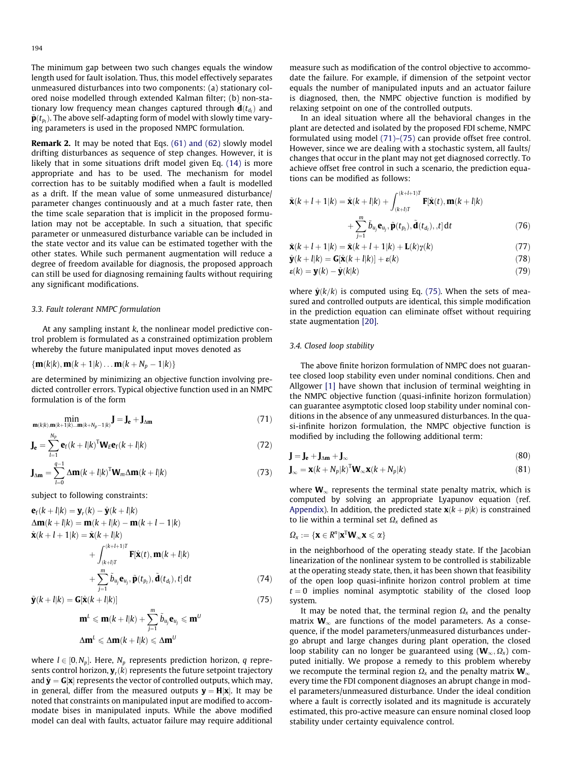The minimum gap between two such changes equals the window length used for fault isolation. Thus, this model effectively separates unmeasured disturbances into two components: (a) stationary colored noise modelled through extended Kalman filter; (b) non-stationary low frequency mean changes captured through $\tilde{\mathbf{d}}(t_{d_l})$ and $\tilde{\mathbf{p}}(t_{p_l})$. The above self-adapting form of model with slowly time varying parameters is used in the proposed NMPC formulation.

**Remark 2.** It may be noted that Eqs. (61) and (62) slowly model drifting disturbances as sequence of step changes. However, it is likely that in some situations drift model given Eq. (14) is more appropriate and has to be used. The mechanism for model correction has to be suitably modified when a fault is modelled as a drift. If the mean value of some unmeasured disturbance/parameter changes continuously and at a much faster rate, then the time scale separation that is implicit in the proposed formulation may not be acceptable. In such a situation, that specific parameter or unmeasured disturbance variable can be included in the state vector and its value can be estimated together with the other states. While such permanent augmentation will reduce a degree of freedom available for diagnosis, the proposed approach can still be used for diagnosing remaining faults without requiring any significant modifications.

### 3.3. Fault tolerant NMPC formulation

At any sampling instant $k$, the nonlinear model predictive control problem is formulated as a constrained optimization problem whereby the future manipulated input moves denoted as

$$\{\mathbf{m}(k|k), \mathbf{m}(k+1|k) \ldots \mathbf{m}(k+N_p-1|k)\}$$

are determined by minimizing an objective function involving predicted controller errors. Typical objective function used in an NMPC formulation is of the form

$$\min_{\mathbf{m}(k|k),\mathbf{m}(k+1|k)\ldots\mathbf{m}(k+N_p-1|k)} \mathbf{J} = \mathbf{J_e} + \mathbf{J}_{\Delta\mathbf{m}} \tag{71}$$

$$\mathbf{J_e} = \sum_{l=1}^{N_p} \mathbf{e}_f(k+l|k)^{\mathrm{T}} \mathbf{W}_E \mathbf{e}_f(k+l|k) \tag{72}$$

$$\mathbf{J}_{\Delta\mathbf{m}} = \sum_{l=0}^{q-1} \Delta\mathbf{m}(k+l|k)^{\mathrm{T}} \mathbf{W}_m \Delta\mathbf{m}(k+l|k) \tag{73}$$

subject to following constraints:

$$\mathbf{e}_f(k+l|k) = \mathbf{y}_r(k) - \tilde{\mathbf{y}}(k+l|k)$$

$$\Delta\mathbf{m}(k+l|k) = \mathbf{m}(k+l|k) - \mathbf{m}(k+l-1|k)$$

$$\hat{\mathbf{x}}(k+l+1|k) = \hat{\mathbf{x}}(k+l|k) + \int_{(k+l)T}^{(k+l+1)T} \mathbf{F}[\hat{\mathbf{x}}(t), \mathbf{m}(k+l|k) + \sum_{j=1}^{m} \tilde{b}_{u_j}\mathbf{e}_{u_j}, \tilde{\mathbf{p}}(t_{p_l}), \tilde{\mathbf{d}}(t_{d_l}), t]\,\mathrm{d}t \tag{74}$$

$$\tilde{\mathbf{y}}(k+l|k) = \mathbf{G}[\hat{\mathbf{x}}(k+l|k)] \tag{75}$$

$$\mathbf{m}^L \leqslant \mathbf{m}(k+l|k) + \sum_{j=1}^{m} \tilde{b}_{u_j}\mathbf{e}_{u_j} \leqslant \mathbf{m}^U$$

$$\Delta\mathbf{m}^L \leqslant \Delta\mathbf{m}(k+l|k) \leqslant \Delta\mathbf{m}^U$$

where $l \in [0, N_p]$. Here, $N_p$ represents prediction horizon, $q$ represents control horizon, $\mathbf{y}_r(k)$ represents the future setpoint trajectory and $\tilde{\mathbf{y}} = \mathbf{G}[\mathbf{x}]$ represents the vector of controlled outputs, which may, in general, differ from the measured outputs $\mathbf{y} = \mathbf{H}[\mathbf{x}]$. It may be noted that constraints on manipulated input are modified to accommodate bises in manipulated inputs. While the above modified model can deal with faults, actuator failure may require additional measure such as modification of the control objective to accommodate the failure. For example, if dimension of the setpoint vector equals the number of manipulated inputs and an actuator failure is diagnosed, then, the NMPC objective function is modified by relaxing setpoint on one of the controlled outputs.

In an ideal situation where all the behavioral changes in the plant are detected and isolated by the proposed FDI scheme, NMPC formulated using model (71)–(75) can provide offset free control. However, since we are dealing with a stochastic system, all faults/changes that occur in the plant may not get diagnosed correctly. To achieve offset free control in such a scenario, the prediction equations can be modified as follows:

$$\tilde{\mathbf{x}}(k+l+1|k) = \hat{\mathbf{x}}(k+l|k) + \int_{(k+l)T}^{(k+l+1)T} \mathbf{F}[\hat{\mathbf{x}}(t), \mathbf{m}(k+l|k) + \sum_{j=1}^{m} \tilde{b}_{u_j}\mathbf{e}_{u_j}, \tilde{\mathbf{p}}(t_{p_l}), \tilde{\mathbf{d}}(t_{d_l}), ,t]\,\mathrm{d}t \tag{76}$$

$$\hat{\mathbf{x}}(k+l+1|k) = \tilde{\mathbf{x}}(k+l+1|k) + \mathbf{L}(k)\gamma(k) \tag{77}$$

$$\hat{\mathbf{y}}(k+l|k) = \mathbf{G}[\hat{\mathbf{x}}(k+l|k)] + \varepsilon(k) \tag{78}$$

$$\varepsilon(k) = \mathbf{y}(k) - \hat{\mathbf{y}}(k|k) \tag{79}$$

where $\hat{\mathbf{y}}(k/k)$ is computed using Eq. (75). When the sets of measured and controlled outputs are identical, this simple modification in the prediction equation can eliminate offset without requiring state augmentation [20].

### 3.4. Closed loop stability

The above finite horizon formulation of NMPC does not guarantee closed loop stability even under nominal conditions. Chen and Allgower [1] have shown that inclusion of terminal weighting in the NMPC objective function (quasi-infinite horizon formulation) can guarantee asymptotic closed loop stability under nominal conditions in the absence of any unmeasured disturbances. In the quasi-infinite horizon formulation, the NMPC objective function is modified by including the following additional term:

$$\mathbf{J} = \mathbf{J_e} + \mathbf{J}_{\Delta\mathbf{m}} + \mathbf{J}_{\infty} \tag{80}$$

$$\mathbf{J}_{\infty} = \mathbf{x}(k+N_p|k)^{\mathrm{T}} \mathbf{W}_{\infty} \mathbf{x}(k+N_p|k) \tag{81}$$

where $\mathbf{W}_{\infty}$ represents the terminal state penalty matrix, which is computed by solving an appropriate Lyapunov equation (ref. Appendix). In addition, the predicted state $\mathbf{x}(k+p|k)$ is constrained to lie within a terminal set $\Omega_x$ defined as

$$\Omega_x := \{\mathbf{x} \in R^n | \mathbf{x}^{\mathrm{T}} \mathbf{W}_{\infty} \mathbf{x} \leqslant \alpha\}$$

in the neighborhood of the operating steady state. If the Jacobian linearization of the nonlinear system to be controlled is stabilizable at the operating steady state, then, it has been shown that feasibility of the open loop quasi-infinite horizon control problem at time $t = 0$ implies nominal asymptotic stability of the closed loop system.

It may be noted that, the terminal region $\Omega_x$ and the penalty matrix $\mathbf{W}_{\infty}$ are functions of the model parameters. As a consequence, if the model parameters/unmeasured disturbances undergo abrupt and large changes during plant operation, the closed loop stability can no longer be guaranteed using $(\mathbf{W}_{\infty}, \Omega_x)$ computed initially. We propose a remedy to this problem whereby we recompute the terminal region $\Omega_x$ and the penalty matrix $\mathbf{W}_{\infty}$ every time the FDI component diagnoses an abrupt change in model parameters/unmeasured disturbance. Under the ideal condition where a fault is correctly isolated and its magnitude is accurately estimated, this pro-active measure can ensure nominal closed loop stability under certainty equivalence control.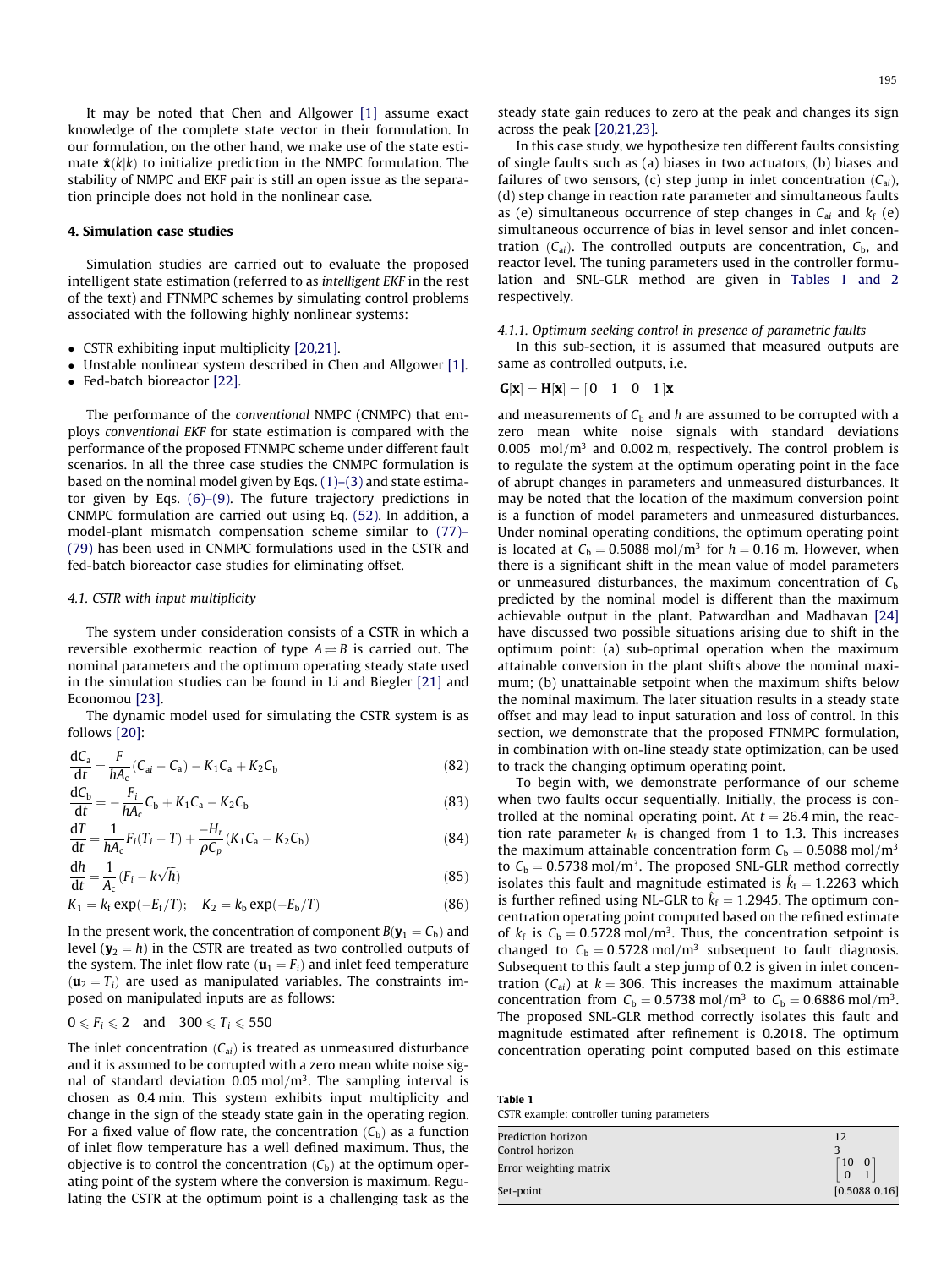It may be noted that Chen and Allgower [1] assume exact knowledge of the complete state vector in their formulation. In our formulation, on the other hand, we make use of the state estimate $\hat{\mathbf{x}}(k|k)$ to initialize prediction in the NMPC formulation. The stability of NMPC and EKF pair is still an open issue as the separation principle does not hold in the nonlinear case.

## 4. Simulation case studies

Simulation studies are carried out to evaluate the proposed intelligent state estimation (referred to as *intelligent EKF* in the rest of the text) and FTNMPC schemes by simulating control problems associated with the following highly nonlinear systems:

- CSTR exhibiting input multiplicity [20,21].
- Unstable nonlinear system described in Chen and Allgower [1].
- Fed-batch bioreactor [22].

The performance of the *conventional* NMPC (CNMPC) that employs *conventional EKF* for state estimation is compared with the performance of the proposed FTNMPC scheme under different fault scenarios. In all the three case studies the CNMPC formulation is based on the nominal model given by Eqs. (1)–(3) and state estimator given by Eqs. (6)–(9). The future trajectory predictions in CNMPC formulation are carried out using Eq. (52). In addition, a model-plant mismatch compensation scheme similar to (77)–(79) has been used in CNMPC formulations used in the CSTR and fed-batch bioreactor case studies for eliminating offset.

### 4.1. CSTR with input multiplicity

The system under consideration consists of a CSTR in which a reversible exothermic reaction of type $A \rightleftharpoons B$ is carried out. The nominal parameters and the optimum operating steady state used in the simulation studies can be found in Li and Biegler [21] and Economou [23].

The dynamic model used for simulating the CSTR system is as follows [20]:

$$\frac{dC_a}{dt} = \frac{F}{hA_c}(C_{ai} - C_a) - K_1 C_a + K_2 C_b \tag{82}$$

$$\frac{dC_b}{dt} = -\frac{F_i}{hA_c}C_b + K_1 C_a - K_2 C_b \tag{83}$$

$$\frac{dT}{dt} = \frac{1}{hA_c}F_i(T_i - T) + \frac{-H_r}{\rho C_p}(K_1 C_a - K_2 C_b) \tag{84}$$

$$\frac{dh}{dt} = \frac{1}{A_c}(F_i - k\sqrt{h}) \tag{85}$$

$$K_1 = k_f \exp(-E_f/T); \quad K_2 = k_b \exp(-E_b/T) \tag{86}$$

In the present work, the concentration of component $B(\mathbf{y}_1 = C_b)$ and level $(\mathbf{y}_2 = h)$ in the CSTR are treated as two controlled outputs of the system. The inlet flow rate $(\mathbf{u}_1 = F_i)$ and inlet feed temperature $(\mathbf{u}_2 = T_i)$ are used as manipulated variables. The constraints imposed on manipulated inputs are as follows:

$$0 \leqslant F_i \leqslant 2 \quad \text{and} \quad 300 \leqslant T_i \leqslant 550$$

The inlet concentration $(C_{ai})$ is treated as unmeasured disturbance and it is assumed to be corrupted with a zero mean white noise signal of standard deviation $0.05\ \text{mol/m}^3$. The sampling interval is chosen as 0.4 min. This system exhibits input multiplicity and change in the sign of the steady state gain in the operating region. For a fixed value of flow rate, the concentration $(C_b)$ as a function of inlet flow temperature has a well defined maximum. Thus, the objective is to control the concentration $(C_b)$ at the optimum operating point of the system where the conversion is maximum. Regulating the CSTR at the optimum point is a challenging task as the steady state gain reduces to zero at the peak and changes its sign across the peak [20,21,23].

In this case study, we hypothesize ten different faults consisting of single faults such as (a) biases in two actuators, (b) biases and failures of two sensors, (c) step jump in inlet concentration $(C_{ai})$, (d) step change in reaction rate parameter and simultaneous faults as (e) simultaneous occurrence of step changes in $C_{ai}$ and $k_f$ (e) simultaneous occurrence of bias in level sensor and inlet concentration $(C_{ai})$. The controlled outputs are concentration, $C_b$, and reactor level. The tuning parameters used in the controller formulation and SNL-GLR method are given in Tables 1 and 2 respectively.

#### 4.1.1. Optimum seeking control in presence of parametric faults

In this sub-section, it is assumed that measured outputs are same as controlled outputs, i.e.

$$\mathbf{G}[\mathbf{x}] = \mathbf{H}[\mathbf{x}] = [\,0 \quad 1 \quad 0 \quad 1\,]\mathbf{x}$$

and measurements of $C_b$ and $h$ are assumed to be corrupted with a zero mean white noise signals with standard deviations $0.005\ \text{mol/m}^3$ and 0.002 m, respectively. The control problem is to regulate the system at the optimum operating point in the face of abrupt changes in parameters and unmeasured disturbances. It may be noted that the location of the maximum conversion point is a function of model parameters and unmeasured disturbances. Under nominal operating conditions, the optimum operating point is located at $C_b = 0.5088\ \text{mol/m}^3$ for $h = 0.16$ m. However, when there is a significant shift in the mean value of model parameters or unmeasured disturbances, the maximum concentration of $C_b$ predicted by the nominal model is different than the maximum achievable output in the plant. Patwardhan and Madhavan [24] have discussed two possible situations arising due to shift in the optimum point: (a) sub-optimal operation when the maximum attainable conversion in the plant shifts above the nominal maximum; (b) unattainable setpoint when the maximum shifts below the nominal maximum. The later situation results in a steady state offset and may lead to input saturation and loss of control. In this section, we demonstrate that the proposed FTNMPC formulation, in combination with on-line steady state optimization, can be used to track the changing optimum operating point.

To begin with, we demonstrate performance of our scheme when two faults occur sequentially. Initially, the process is controlled at the nominal operating point. At $t = 26.4$ min, the reaction rate parameter $k_f$ is changed from 1 to 1.3. This increases the maximum attainable concentration form $C_b = 0.5088\ \text{mol/m}^3$ to $C_b = 0.5738\ \text{mol/m}^3$. The proposed SNL-GLR method correctly isolates this fault and magnitude estimated is $\hat{k}_f = 1.2263$ which is further refined using NL-GLR to $\hat{k}_f = 1.2945$. The optimum concentration operating point computed based on the refined estimate of $k_f$ is $C_b = 0.5728\ \text{mol/m}^3$. Thus, the concentration setpoint is changed to $C_b = 0.5728\ \text{mol/m}^3$ subsequent to fault diagnosis. Subsequent to this fault a step jump of 0.2 is given in inlet concentration $(C_{ai})$ at $k = 306$. This increases the maximum attainable concentration from $C_b = 0.5738\ \text{mol/m}^3$ to $C_b = 0.6886\ \text{mol/m}^3$. The proposed SNL-GLR method correctly isolates this fault and magnitude estimated after refinement is 0.2018. The optimum concentration operating point computed based on this estimate

**Table 1**
CSTR example: controller tuning parameters

| Parameter | Value |
|---|---|
| Prediction horizon | 12 |
| Control horizon | 3 |
| Error weighting matrix | $\begin{bmatrix} 10 & 0 \\ 0 & 1 \end{bmatrix}$ |
| Set-point | [0.5088 0.16] |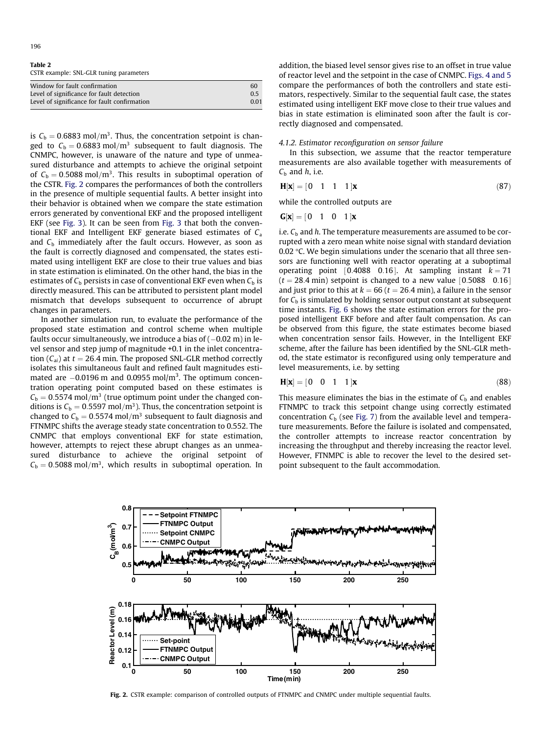**Table 2**
CSTR example: SNL-GLR tuning parameters

| | |
|---|---|
| Window for fault confirmation | 60 |
| Level of significance for fault detection | 0.5 |
| Level of significance for fault confirmation | 0.01 |

is $C_b = 0.6883\ \text{mol/m}^3$. Thus, the concentration setpoint is changed to $C_b = 0.6883\ \text{mol/m}^3$ subsequent to fault diagnosis. The CNMPC, however, is unaware of the nature and type of unmeasured disturbance and attempts to achieve the original setpoint of $C_b = 0.5088\ \text{mol/m}^3$. This results in suboptimal operation of the CSTR. Fig. 2 compares the performances of both the controllers in the presence of multiple sequential faults. A better insight into their behavior is obtained when we compare the state estimation errors generated by conventional EKF and the proposed intelligent EKF (see Fig. 3). It can be seen from Fig. 3 that both the conventional EKF and Intelligent EKF generate biased estimates of $C_a$ and $C_b$ immediately after the fault occurs. However, as soon as the fault is correctly diagnosed and compensated, the states estimated using intelligent EKF are close to their true values and bias in state estimation is eliminated. On the other hand, the bias in the estimates of $C_b$ persists in case of conventional EKF even when $C_b$ is directly measured. This can be attributed to persistent plant model mismatch that develops subsequent to occurrence of abrupt changes in parameters.

In another simulation run, to evaluate the performance of the proposed state estimation and control scheme when multiple faults occur simultaneously, we introduce a bias of ($-0.02$ m) in level sensor and step jump of magnitude +0.1 in the inlet concentration ($C_{ai}$) at $t = 26.4$ min. The proposed SNL-GLR method correctly isolates this simultaneous fault and refined fault magnitudes estimated are $-0.0196$ m and $0.0955\ \text{mol/m}^3$. The optimum concentration operating point computed based on these estimates is $C_b = 0.5574\ \text{mol/m}^3$ (true optimum point under the changed conditions is $C_b = 0.5597\ \text{mol/m}^3$). Thus, the concentration setpoint is changed to $C_b = 0.5574\ \text{mol/m}^3$ subsequent to fault diagnosis and FTNMPC shifts the average steady state concentration to 0.552. The CNMPC that employs conventional EKF for state estimation, however, attempts to reject these abrupt changes as an unmeasured disturbance to achieve the original setpoint of $C_b = 0.5088\ \text{mol/m}^3$, which results in suboptimal operation. In addition, the biased level sensor gives rise to an offset in true value of reactor level and the setpoint in the case of CNMPC. Figs. 4 and 5 compare the performances of both the controllers and state estimators, respectively. Similar to the sequential fault case, the states estimated using intelligent EKF move close to their true values and bias in state estimation is eliminated soon after the fault is correctly diagnosed and compensated.

#### 4.1.2. Estimator reconfiguration on sensor failure

In this subsection, we assume that the reactor temperature measurements are also available together with measurements of $C_b$ and $h$, i.e.

$$\mathbf{H}[\mathbf{x}] = [0 \quad 1 \quad 1 \quad 1]\mathbf{x} \tag{87}$$

while the controlled outputs are

$$\mathbf{G}[\mathbf{x}] = [0 \quad 1 \quad 0 \quad 1]\mathbf{x}$$

i.e. $C_b$ and $h$. The temperature measurements are assumed to be corrupted with a zero mean white noise signal with standard deviation 0.02 °C. We begin simulations under the scenario that all three sensors are functioning well with reactor operating at a suboptimal operating point $[0.4088 \quad 0.16]$. At sampling instant $k = 71$ ($t = 28.4$ min) setpoint is changed to a new value $[0.5088 \quad 0.16]$ and just prior to this at $k = 66$ ($t = 26.4$ min), a failure in the sensor for $C_b$ is simulated by holding sensor output constant at subsequent time instants. Fig. 6 shows the state estimation errors for the proposed intelligent EKF before and after fault compensation. As can be observed from this figure, the state estimates become biased when concentration sensor fails. However, in the Intelligent EKF scheme, after the failure has been identified by the SNL-GLR method, the state estimator is reconfigured using only temperature and level measurements, i.e. by setting

$$\mathbf{H}[\mathbf{x}] = [0 \quad 0 \quad 1 \quad 1]\mathbf{x} \tag{88}$$

This measure eliminates the bias in the estimate of $C_b$ and enables FTNMPC to track this setpoint change using correctly estimated concentration $C_b$ (see Fig. 7) from the available level and temperature measurements. Before the failure is isolated and compensated, the controller attempts to increase reactor concentration by increasing the throughput and thereby increasing the reactor level. However, FTNMPC is able to recover the level to the desired setpoint subsequent to the fault accommodation.

**Fig. 2.** CSTR example: comparison of controlled outputs of FTNMPC and CNMPC under multiple sequential faults.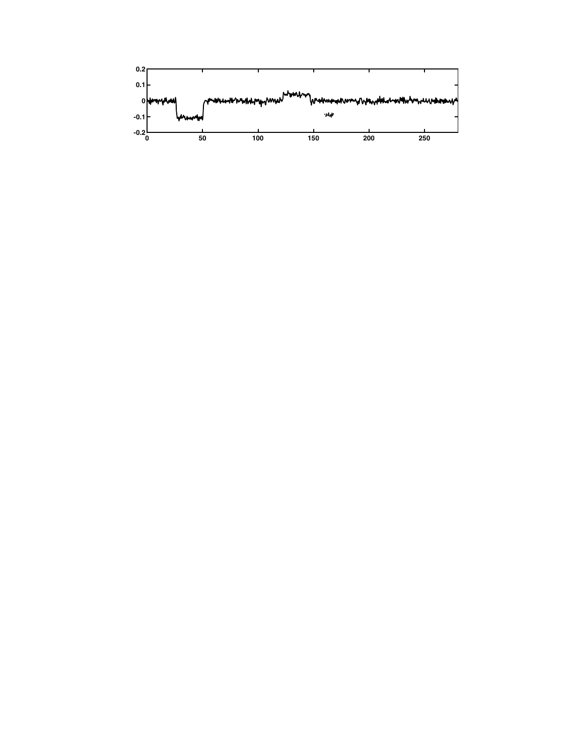0.2
0.1
0
-0.1
-0.2
0
50
100
150
200
250